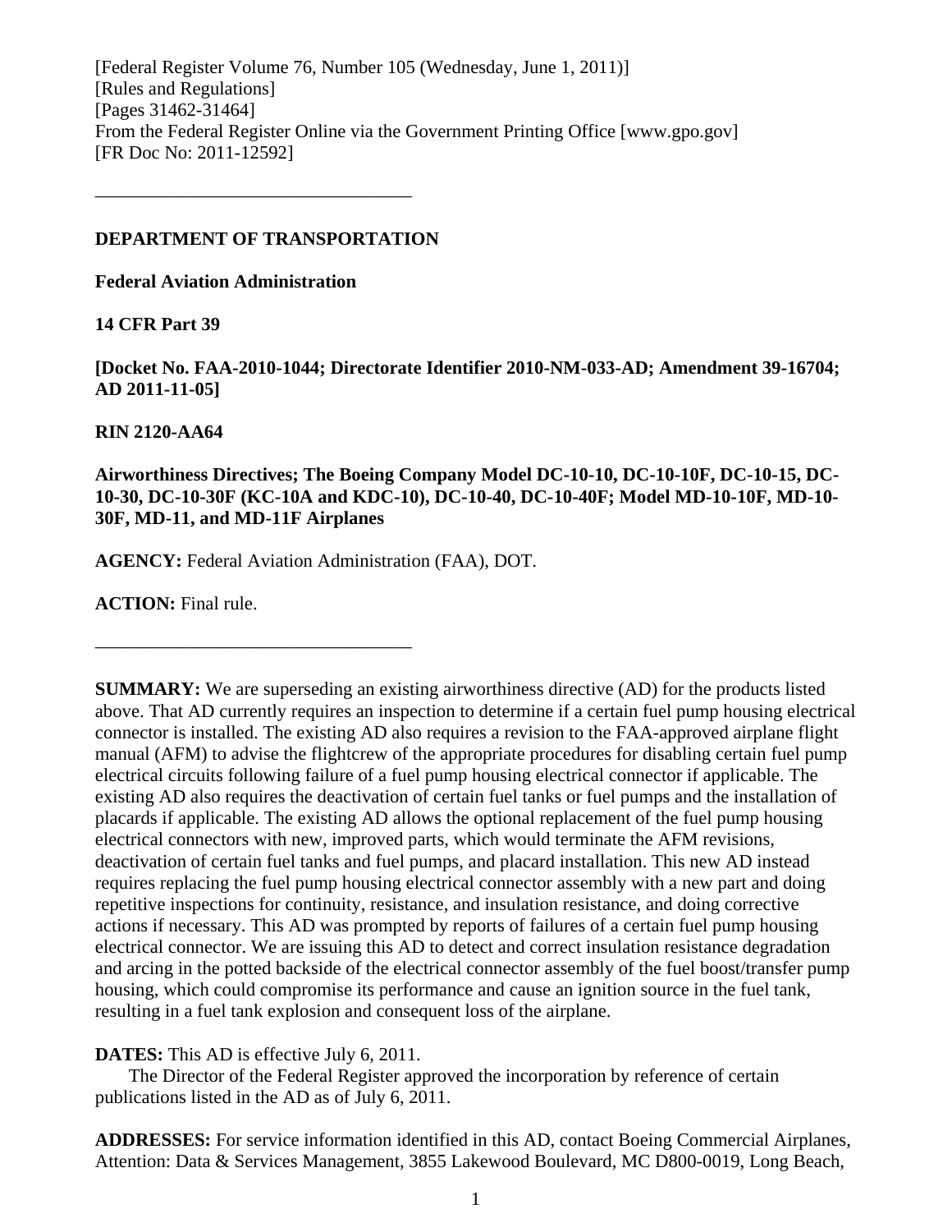[Federal Register Volume 76, Number 105 (Wednesday, June 1, 2011)]
[Rules and Regulations]
[Pages 31462-31464]
From the Federal Register Online via the Government Printing Office [www.gpo.gov]
[FR Doc No: 2011-12592]

---

**DEPARTMENT OF TRANSPORTATION**

**Federal Aviation Administration**

**14 CFR Part 39**

**[Docket No. FAA-2010-1044; Directorate Identifier 2010-NM-033-AD; Amendment 39-16704; AD 2011-11-05]**

**RIN 2120-AA64**

**Airworthiness Directives; The Boeing Company Model DC-10-10, DC-10-10F, DC-10-15, DC-10-30, DC-10-30F (KC-10A and KDC-10), DC-10-40, DC-10-40F; Model MD-10-10F, MD-10-30F, MD-11, and MD-11F Airplanes**

**AGENCY:** Federal Aviation Administration (FAA), DOT.

**ACTION:** Final rule.

---

**SUMMARY:** We are superseding an existing airworthiness directive (AD) for the products listed above. That AD currently requires an inspection to determine if a certain fuel pump housing electrical connector is installed. The existing AD also requires a revision to the FAA-approved airplane flight manual (AFM) to advise the flightcrew of the appropriate procedures for disabling certain fuel pump electrical circuits following failure of a fuel pump housing electrical connector if applicable. The existing AD also requires the deactivation of certain fuel tanks or fuel pumps and the installation of placards if applicable. The existing AD allows the optional replacement of the fuel pump housing electrical connectors with new, improved parts, which would terminate the AFM revisions, deactivation of certain fuel tanks and fuel pumps, and placard installation. This new AD instead requires replacing the fuel pump housing electrical connector assembly with a new part and doing repetitive inspections for continuity, resistance, and insulation resistance, and doing corrective actions if necessary. This AD was prompted by reports of failures of a certain fuel pump housing electrical connector. We are issuing this AD to detect and correct insulation resistance degradation and arcing in the potted backside of the electrical connector assembly of the fuel boost/transfer pump housing, which could compromise its performance and cause an ignition source in the fuel tank, resulting in a fuel tank explosion and consequent loss of the airplane.

**DATES:** This AD is effective July 6, 2011.

The Director of the Federal Register approved the incorporation by reference of certain publications listed in the AD as of July 6, 2011.

**ADDRESSES:** For service information identified in this AD, contact Boeing Commercial Airplanes, Attention: Data & Services Management, 3855 Lakewood Boulevard, MC D800-0019, Long Beach,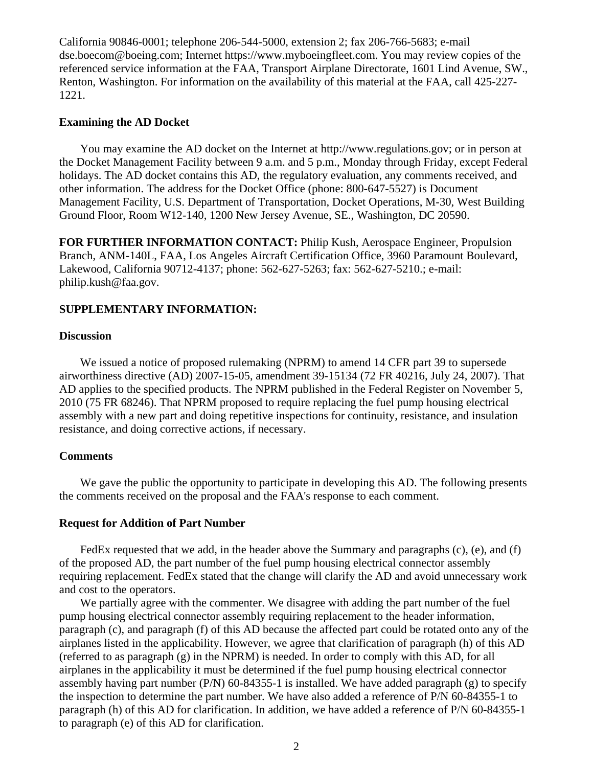California 90846-0001; telephone 206-544-5000, extension 2; fax 206-766-5683; e-mail dse.boecom@boeing.com; Internet https://www.myboeingfleet.com. You may review copies of the referenced service information at the FAA, Transport Airplane Directorate, 1601 Lind Avenue, SW., Renton, Washington. For information on the availability of this material at the FAA, call 425-227-1221.

**Examining the AD Docket**

You may examine the AD docket on the Internet at http://www.regulations.gov; or in person at the Docket Management Facility between 9 a.m. and 5 p.m., Monday through Friday, except Federal holidays. The AD docket contains this AD, the regulatory evaluation, any comments received, and other information. The address for the Docket Office (phone: 800-647-5527) is Document Management Facility, U.S. Department of Transportation, Docket Operations, M-30, West Building Ground Floor, Room W12-140, 1200 New Jersey Avenue, SE., Washington, DC 20590.

**FOR FURTHER INFORMATION CONTACT:** Philip Kush, Aerospace Engineer, Propulsion Branch, ANM-140L, FAA, Los Angeles Aircraft Certification Office, 3960 Paramount Boulevard, Lakewood, California 90712-4137; phone: 562-627-5263; fax: 562-627-5210.; e-mail: philip.kush@faa.gov.

**SUPPLEMENTARY INFORMATION:**

**Discussion**

We issued a notice of proposed rulemaking (NPRM) to amend 14 CFR part 39 to supersede airworthiness directive (AD) 2007-15-05, amendment 39-15134 (72 FR 40216, July 24, 2007). That AD applies to the specified products. The NPRM published in the Federal Register on November 5, 2010 (75 FR 68246). That NPRM proposed to require replacing the fuel pump housing electrical assembly with a new part and doing repetitive inspections for continuity, resistance, and insulation resistance, and doing corrective actions, if necessary.

**Comments**

We gave the public the opportunity to participate in developing this AD. The following presents the comments received on the proposal and the FAA's response to each comment.

**Request for Addition of Part Number**

FedEx requested that we add, in the header above the Summary and paragraphs (c), (e), and (f) of the proposed AD, the part number of the fuel pump housing electrical connector assembly requiring replacement. FedEx stated that the change will clarify the AD and avoid unnecessary work and cost to the operators.

We partially agree with the commenter. We disagree with adding the part number of the fuel pump housing electrical connector assembly requiring replacement to the header information, paragraph (c), and paragraph (f) of this AD because the affected part could be rotated onto any of the airplanes listed in the applicability. However, we agree that clarification of paragraph (h) of this AD (referred to as paragraph (g) in the NPRM) is needed. In order to comply with this AD, for all airplanes in the applicability it must be determined if the fuel pump housing electrical connector assembly having part number (P/N) 60-84355-1 is installed. We have added paragraph (g) to specify the inspection to determine the part number. We have also added a reference of P/N 60-84355-1 to paragraph (h) of this AD for clarification. In addition, we have added a reference of P/N 60-84355-1 to paragraph (e) of this AD for clarification.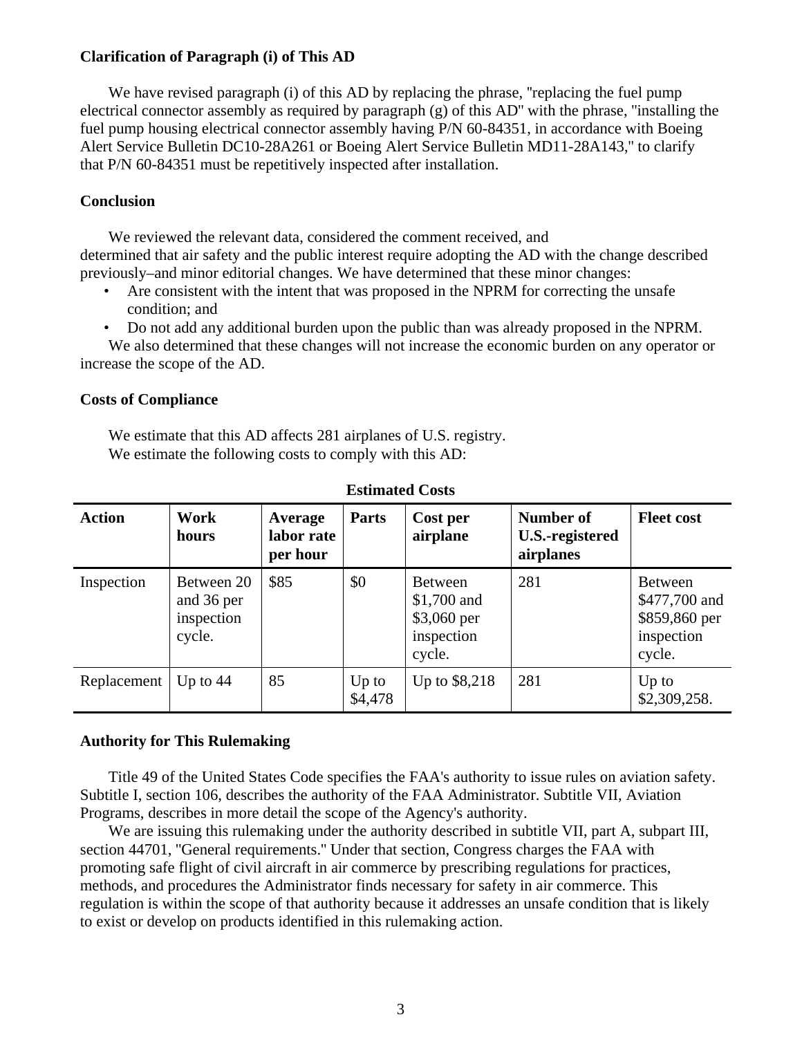### Clarification of Paragraph (i) of This AD

We have revised paragraph (i) of this AD by replacing the phrase, "replacing the fuel pump electrical connector assembly as required by paragraph (g) of this AD" with the phrase, "installing the fuel pump housing electrical connector assembly having P/N 60-84351, in accordance with Boeing Alert Service Bulletin DC10-28A261 or Boeing Alert Service Bulletin MD11-28A143," to clarify that P/N 60-84351 must be repetitively inspected after installation.

### Conclusion

We reviewed the relevant data, considered the comment received, and determined that air safety and the public interest require adopting the AD with the change described previously–and minor editorial changes. We have determined that these minor changes:

- Are consistent with the intent that was proposed in the NPRM for correcting the unsafe condition; and
- Do not add any additional burden upon the public than was already proposed in the NPRM.

We also determined that these changes will not increase the economic burden on any operator or increase the scope of the AD.

### Costs of Compliance

We estimate that this AD affects 281 airplanes of U.S. registry.

We estimate the following costs to comply with this AD:

**Estimated Costs**

| Action | Work hours | Average labor rate per hour | Parts | Cost per airplane | Number of U.S.-registered airplanes | Fleet cost |
|---|---|---|---|---|---|---|
| Inspection | Between 20 and 36 per inspection cycle. | $85 | $0 | Between $1,700 and $3,060 per inspection cycle. | 281 | Between $477,700 and $859,860 per inspection cycle. |
| Replacement | Up to 44 | 85 | Up to $4,478 | Up to $8,218 | 281 | Up to $2,309,258. |

### Authority for This Rulemaking

Title 49 of the United States Code specifies the FAA's authority to issue rules on aviation safety. Subtitle I, section 106, describes the authority of the FAA Administrator. Subtitle VII, Aviation Programs, describes in more detail the scope of the Agency's authority.

We are issuing this rulemaking under the authority described in subtitle VII, part A, subpart III, section 44701, "General requirements." Under that section, Congress charges the FAA with promoting safe flight of civil aircraft in air commerce by prescribing regulations for practices, methods, and procedures the Administrator finds necessary for safety in air commerce. This regulation is within the scope of that authority because it addresses an unsafe condition that is likely to exist or develop on products identified in this rulemaking action.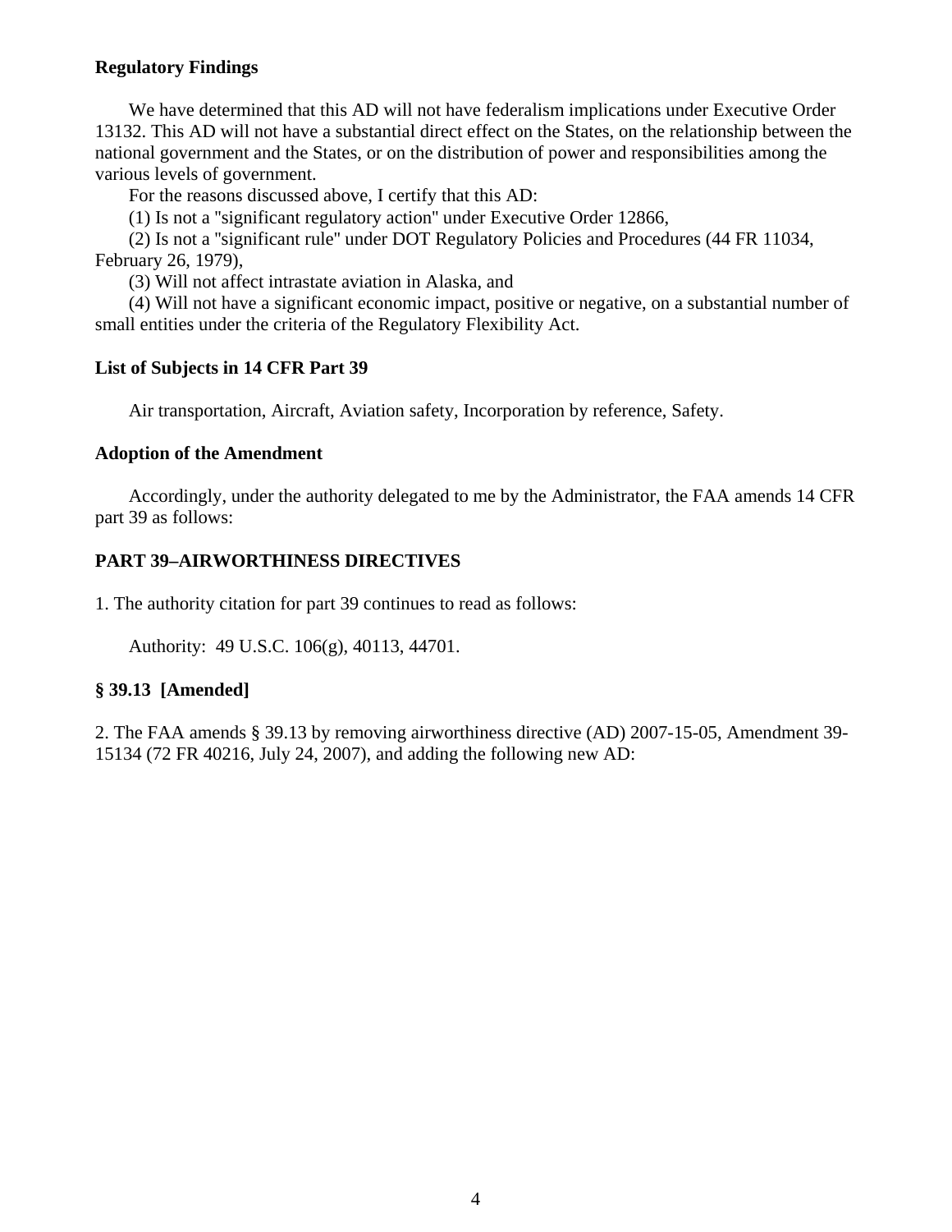**Regulatory Findings**

We have determined that this AD will not have federalism implications under Executive Order 13132. This AD will not have a substantial direct effect on the States, on the relationship between the national government and the States, or on the distribution of power and responsibilities among the various levels of government.

For the reasons discussed above, I certify that this AD:

(1) Is not a "significant regulatory action" under Executive Order 12866,

(2) Is not a "significant rule" under DOT Regulatory Policies and Procedures (44 FR 11034, February 26, 1979),

(3) Will not affect intrastate aviation in Alaska, and

(4) Will not have a significant economic impact, positive or negative, on a substantial number of small entities under the criteria of the Regulatory Flexibility Act.

**List of Subjects in 14 CFR Part 39**

Air transportation, Aircraft, Aviation safety, Incorporation by reference, Safety.

**Adoption of the Amendment**

Accordingly, under the authority delegated to me by the Administrator, the FAA amends 14 CFR part 39 as follows:

**PART 39–AIRWORTHINESS DIRECTIVES**

1. The authority citation for part 39 continues to read as follows:

Authority: 49 U.S.C. 106(g), 40113, 44701.

**§ 39.13 [Amended]**

2. The FAA amends § 39.13 by removing airworthiness directive (AD) 2007-15-05, Amendment 39-15134 (72 FR 40216, July 24, 2007), and adding the following new AD: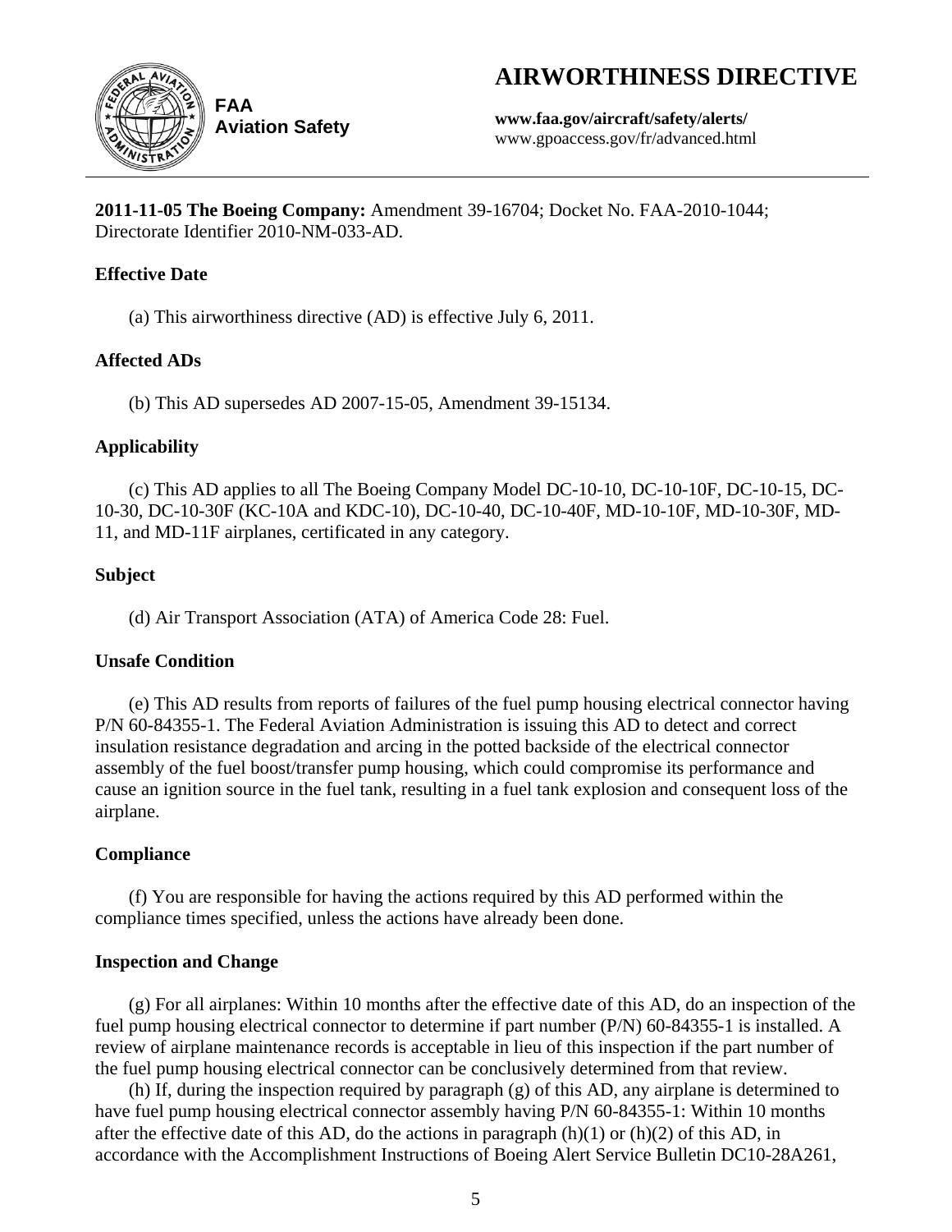# AIRWORTHINESS DIRECTIVE

**FAA**
**Aviation Safety**

**www.faa.gov/aircraft/safety/alerts/**
www.gpoaccess.gov/fr/advanced.html

---

**2011-11-05 The Boeing Company:** Amendment 39-16704; Docket No. FAA-2010-1044; Directorate Identifier 2010-NM-033-AD.

### Effective Date

(a) This airworthiness directive (AD) is effective July 6, 2011.

### Affected ADs

(b) This AD supersedes AD 2007-15-05, Amendment 39-15134.

### Applicability

(c) This AD applies to all The Boeing Company Model DC-10-10, DC-10-10F, DC-10-15, DC-10-30, DC-10-30F (KC-10A and KDC-10), DC-10-40, DC-10-40F, MD-10-10F, MD-10-30F, MD-11, and MD-11F airplanes, certificated in any category.

### Subject

(d) Air Transport Association (ATA) of America Code 28: Fuel.

### Unsafe Condition

(e) This AD results from reports of failures of the fuel pump housing electrical connector having P/N 60-84355-1. The Federal Aviation Administration is issuing this AD to detect and correct insulation resistance degradation and arcing in the potted backside of the electrical connector assembly of the fuel boost/transfer pump housing, which could compromise its performance and cause an ignition source in the fuel tank, resulting in a fuel tank explosion and consequent loss of the airplane.

### Compliance

(f) You are responsible for having the actions required by this AD performed within the compliance times specified, unless the actions have already been done.

### Inspection and Change

(g) For all airplanes: Within 10 months after the effective date of this AD, do an inspection of the fuel pump housing electrical connector to determine if part number (P/N) 60-84355-1 is installed. A review of airplane maintenance records is acceptable in lieu of this inspection if the part number of the fuel pump housing electrical connector can be conclusively determined from that review.

(h) If, during the inspection required by paragraph (g) of this AD, any airplane is determined to have fuel pump housing electrical connector assembly having P/N 60-84355-1: Within 10 months after the effective date of this AD, do the actions in paragraph (h)(1) or (h)(2) of this AD, in accordance with the Accomplishment Instructions of Boeing Alert Service Bulletin DC10-28A261,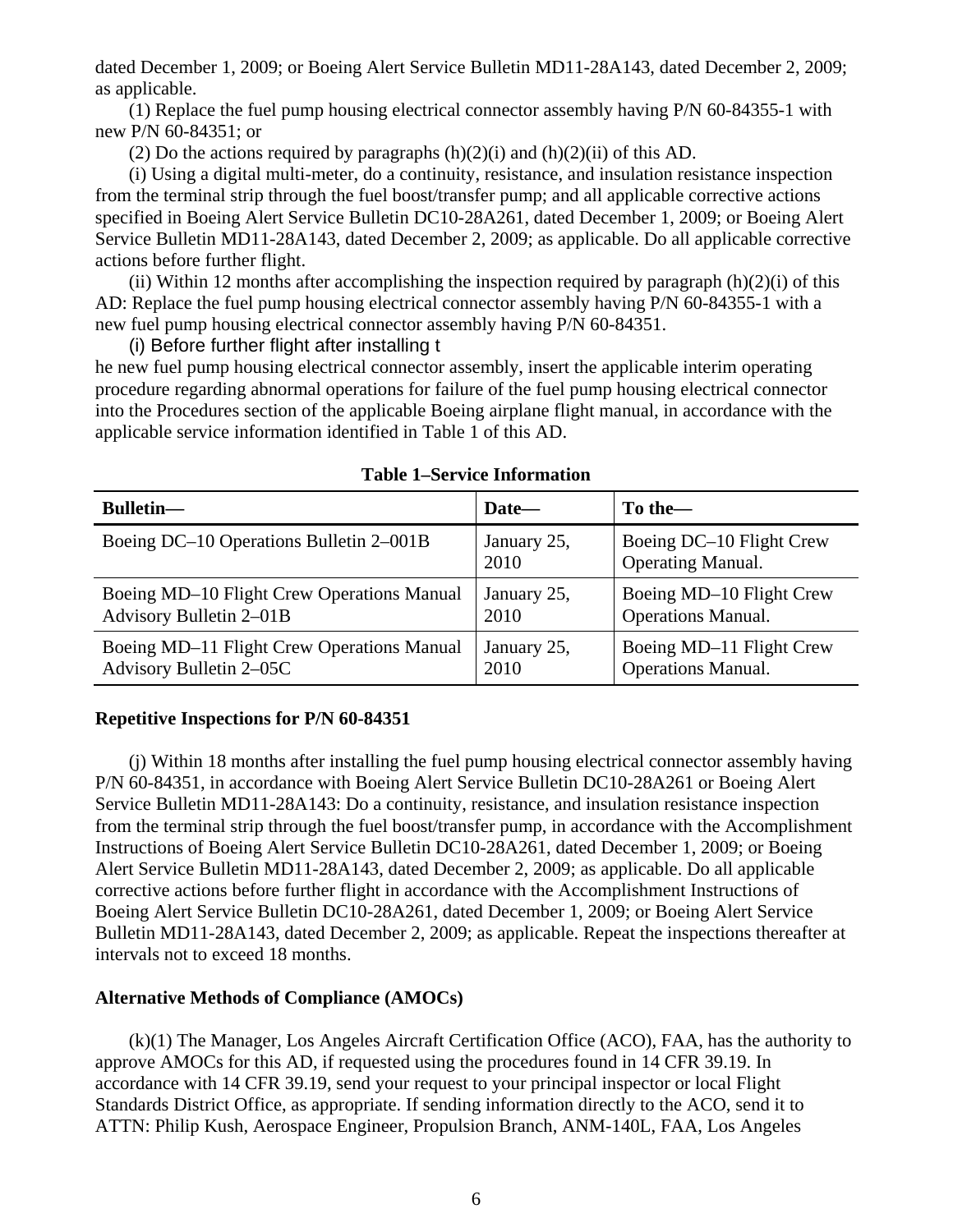dated December 1, 2009; or Boeing Alert Service Bulletin MD11-28A143, dated December 2, 2009; as applicable.

(1) Replace the fuel pump housing electrical connector assembly having P/N 60-84355-1 with new P/N 60-84351; or

(2) Do the actions required by paragraphs (h)(2)(i) and (h)(2)(ii) of this AD.

(i) Using a digital multi-meter, do a continuity, resistance, and insulation resistance inspection from the terminal strip through the fuel boost/transfer pump; and all applicable corrective actions specified in Boeing Alert Service Bulletin DC10-28A261, dated December 1, 2009; or Boeing Alert Service Bulletin MD11-28A143, dated December 2, 2009; as applicable. Do all applicable corrective actions before further flight.

(ii) Within 12 months after accomplishing the inspection required by paragraph (h)(2)(i) of this AD: Replace the fuel pump housing electrical connector assembly having P/N 60-84355-1 with a new fuel pump housing electrical connector assembly having P/N 60-84351.

(i) Before further flight after installing the new fuel pump housing electrical connector assembly, insert the applicable interim operating procedure regarding abnormal operations for failure of the fuel pump housing electrical connector into the Procedures section of the applicable Boeing airplane flight manual, in accordance with the applicable service information identified in Table 1 of this AD.

**Table 1–Service Information**

| Bulletin— | Date— | To the— |
|---|---|---|
| Boeing DC–10 Operations Bulletin 2–001B | January 25, 2010 | Boeing DC–10 Flight Crew Operating Manual. |
| Boeing MD–10 Flight Crew Operations Manual Advisory Bulletin 2–01B | January 25, 2010 | Boeing MD–10 Flight Crew Operations Manual. |
| Boeing MD–11 Flight Crew Operations Manual Advisory Bulletin 2–05C | January 25, 2010 | Boeing MD–11 Flight Crew Operations Manual. |

**Repetitive Inspections for P/N 60-84351**

(j) Within 18 months after installing the fuel pump housing electrical connector assembly having P/N 60-84351, in accordance with Boeing Alert Service Bulletin DC10-28A261 or Boeing Alert Service Bulletin MD11-28A143: Do a continuity, resistance, and insulation resistance inspection from the terminal strip through the fuel boost/transfer pump, in accordance with the Accomplishment Instructions of Boeing Alert Service Bulletin DC10-28A261, dated December 1, 2009; or Boeing Alert Service Bulletin MD11-28A143, dated December 2, 2009; as applicable. Do all applicable corrective actions before further flight in accordance with the Accomplishment Instructions of Boeing Alert Service Bulletin DC10-28A261, dated December 1, 2009; or Boeing Alert Service Bulletin MD11-28A143, dated December 2, 2009; as applicable. Repeat the inspections thereafter at intervals not to exceed 18 months.

**Alternative Methods of Compliance (AMOCs)**

(k)(1) The Manager, Los Angeles Aircraft Certification Office (ACO), FAA, has the authority to approve AMOCs for this AD, if requested using the procedures found in 14 CFR 39.19. In accordance with 14 CFR 39.19, send your request to your principal inspector or local Flight Standards District Office, as appropriate. If sending information directly to the ACO, send it to ATTN: Philip Kush, Aerospace Engineer, Propulsion Branch, ANM-140L, FAA, Los Angeles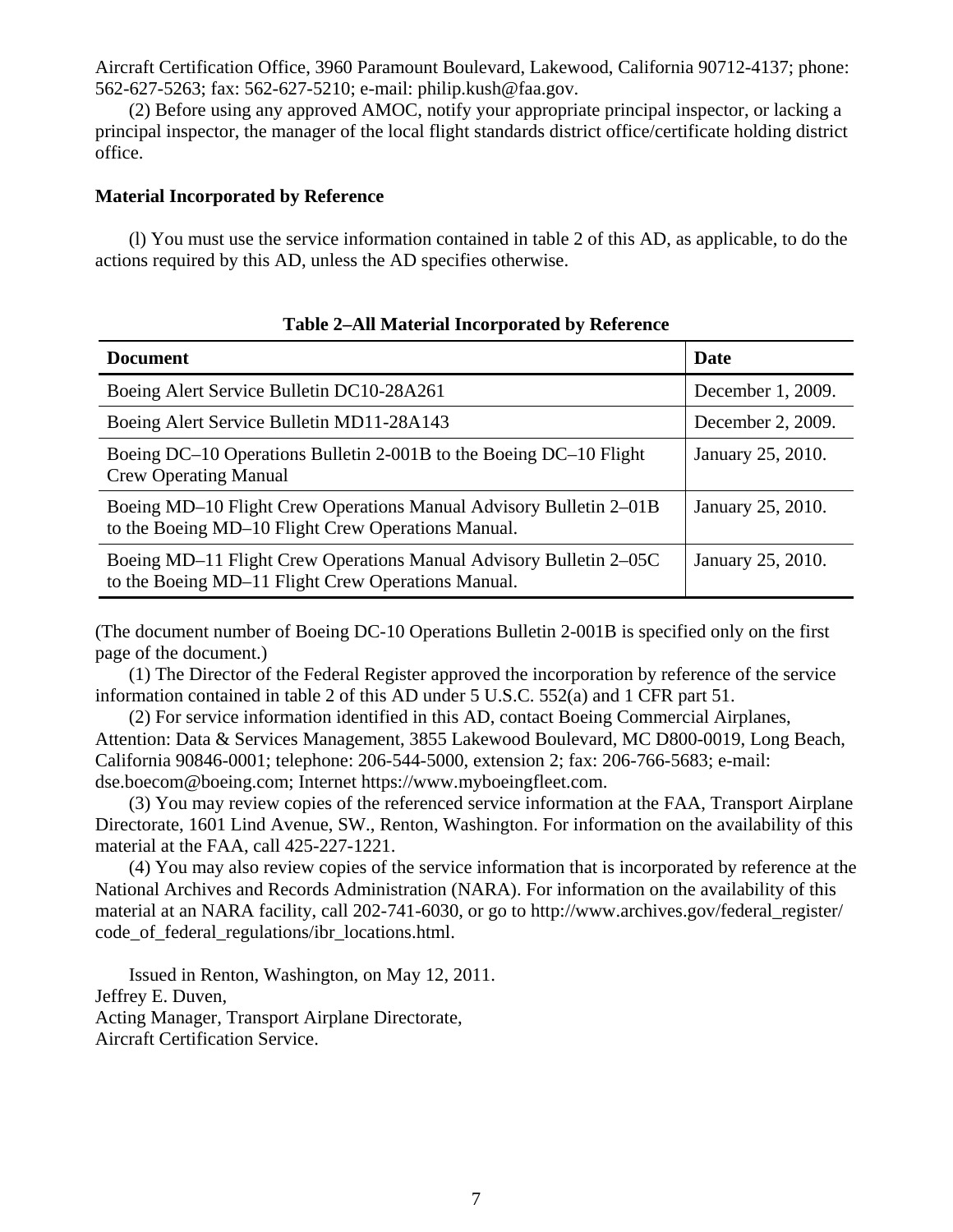Aircraft Certification Office, 3960 Paramount Boulevard, Lakewood, California 90712-4137; phone: 562-627-5263; fax: 562-627-5210; e-mail: philip.kush@faa.gov.

(2) Before using any approved AMOC, notify your appropriate principal inspector, or lacking a principal inspector, the manager of the local flight standards district office/certificate holding district office.

**Material Incorporated by Reference**

(l) You must use the service information contained in table 2 of this AD, as applicable, to do the actions required by this AD, unless the AD specifies otherwise.

**Table 2–All Material Incorporated by Reference**

| Document | Date |
|---|---|
| Boeing Alert Service Bulletin DC10-28A261 | December 1, 2009. |
| Boeing Alert Service Bulletin MD11-28A143 | December 2, 2009. |
| Boeing DC–10 Operations Bulletin 2-001B to the Boeing DC–10 Flight Crew Operating Manual | January 25, 2010. |
| Boeing MD–10 Flight Crew Operations Manual Advisory Bulletin 2–01B to the Boeing MD–10 Flight Crew Operations Manual. | January 25, 2010. |
| Boeing MD–11 Flight Crew Operations Manual Advisory Bulletin 2–05C to the Boeing MD–11 Flight Crew Operations Manual. | January 25, 2010. |

(The document number of Boeing DC-10 Operations Bulletin 2-001B is specified only on the first page of the document.)

(1) The Director of the Federal Register approved the incorporation by reference of the service information contained in table 2 of this AD under 5 U.S.C. 552(a) and 1 CFR part 51.

(2) For service information identified in this AD, contact Boeing Commercial Airplanes, Attention: Data & Services Management, 3855 Lakewood Boulevard, MC D800-0019, Long Beach, California 90846-0001; telephone: 206-544-5000, extension 2; fax: 206-766-5683; e-mail: dse.boecom@boeing.com; Internet https://www.myboeingfleet.com.

(3) You may review copies of the referenced service information at the FAA, Transport Airplane Directorate, 1601 Lind Avenue, SW., Renton, Washington. For information on the availability of this material at the FAA, call 425-227-1221.

(4) You may also review copies of the service information that is incorporated by reference at the National Archives and Records Administration (NARA). For information on the availability of this material at an NARA facility, call 202-741-6030, or go to http://www.archives.gov/federal_register/code_of_federal_regulations/ibr_locations.html.

Issued in Renton, Washington, on May 12, 2011.

Jeffrey E. Duven,

Acting Manager, Transport Airplane Directorate,

Aircraft Certification Service.